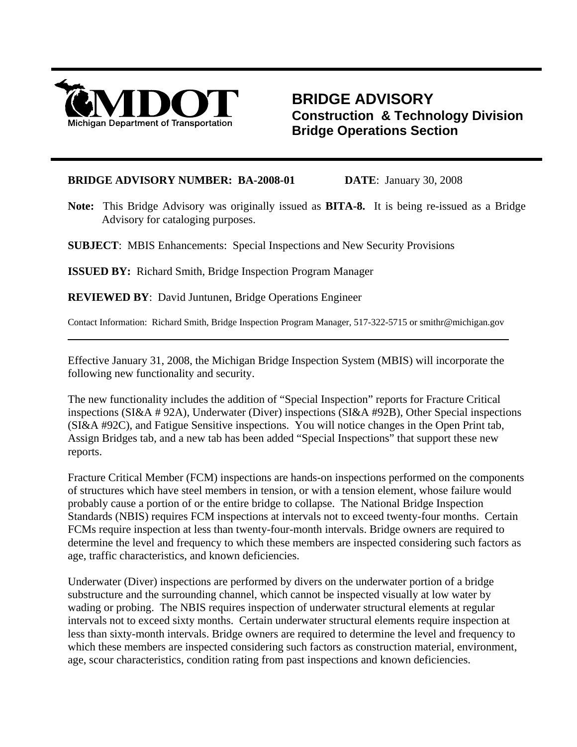**MDOT**
Michigan Department of Transportation

# BRIDGE ADVISORY
## Construction & Technology Division
## Bridge Operations Section

**BRIDGE ADVISORY NUMBER: BA-2008-01** **DATE**: January 30, 2008

**Note:** This Bridge Advisory was originally issued as **BITA-8.** It is being re-issued as a Bridge Advisory for cataloging purposes.

**SUBJECT**: MBIS Enhancements: Special Inspections and New Security Provisions

**ISSUED BY:** Richard Smith, Bridge Inspection Program Manager

**REVIEWED BY**: David Juntunen, Bridge Operations Engineer

Contact Information: Richard Smith, Bridge Inspection Program Manager, 517-322-5715 or smithr@michigan.gov

---

Effective January 31, 2008, the Michigan Bridge Inspection System (MBIS) will incorporate the following new functionality and security.

The new functionality includes the addition of "Special Inspection" reports for Fracture Critical inspections (SI&A # 92A), Underwater (Diver) inspections (SI&A #92B), Other Special inspections (SI&A #92C), and Fatigue Sensitive inspections. You will notice changes in the Open Print tab, Assign Bridges tab, and a new tab has been added "Special Inspections" that support these new reports.

Fracture Critical Member (FCM) inspections are hands-on inspections performed on the components of structures which have steel members in tension, or with a tension element, whose failure would probably cause a portion of or the entire bridge to collapse. The National Bridge Inspection Standards (NBIS) requires FCM inspections at intervals not to exceed twenty-four months. Certain FCMs require inspection at less than twenty-four-month intervals. Bridge owners are required to determine the level and frequency to which these members are inspected considering such factors as age, traffic characteristics, and known deficiencies.

Underwater (Diver) inspections are performed by divers on the underwater portion of a bridge substructure and the surrounding channel, which cannot be inspected visually at low water by wading or probing. The NBIS requires inspection of underwater structural elements at regular intervals not to exceed sixty months. Certain underwater structural elements require inspection at less than sixty-month intervals. Bridge owners are required to determine the level and frequency to which these members are inspected considering such factors as construction material, environment, age, scour characteristics, condition rating from past inspections and known deficiencies.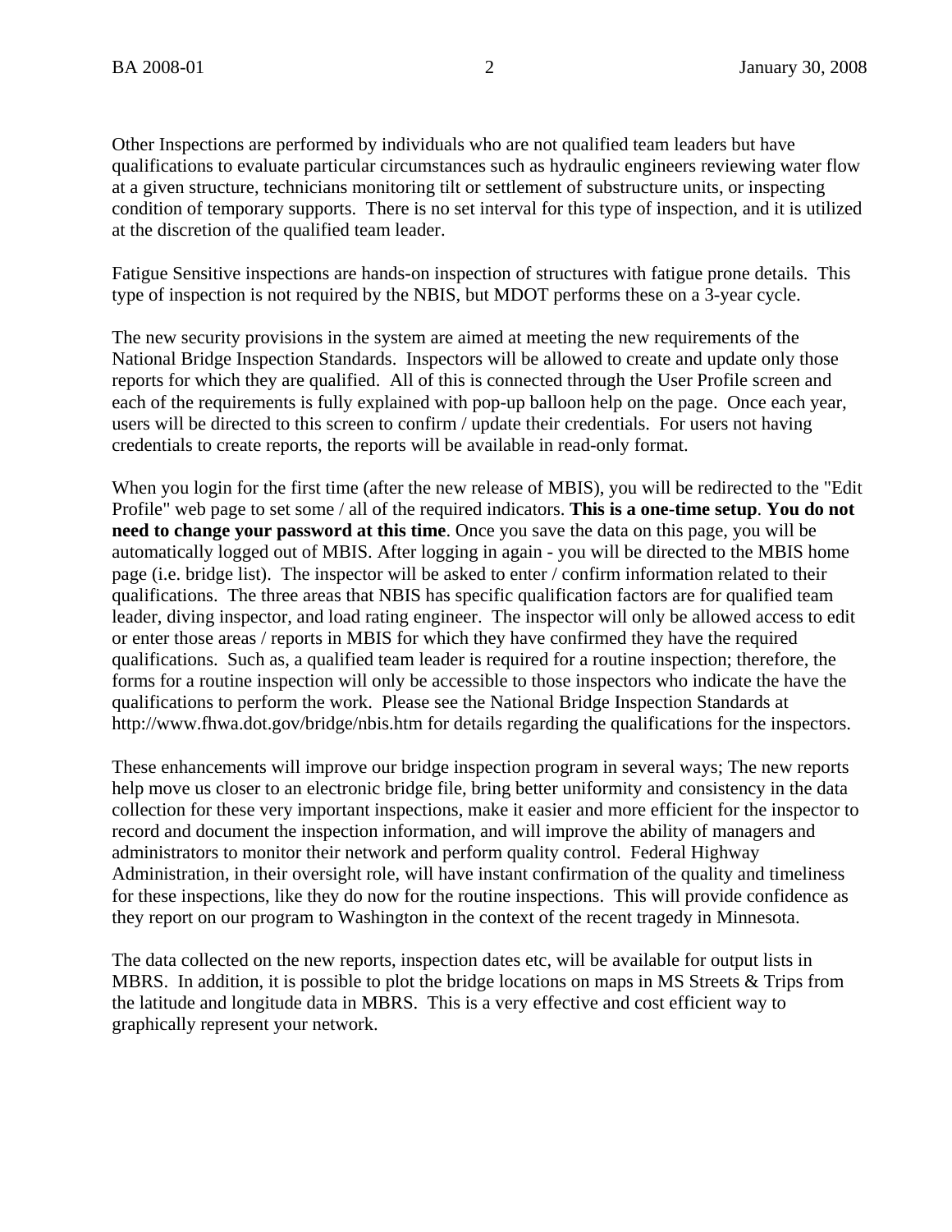Other Inspections are performed by individuals who are not qualified team leaders but have qualifications to evaluate particular circumstances such as hydraulic engineers reviewing water flow at a given structure, technicians monitoring tilt or settlement of substructure units, or inspecting condition of temporary supports. There is no set interval for this type of inspection, and it is utilized at the discretion of the qualified team leader.

Fatigue Sensitive inspections are hands-on inspection of structures with fatigue prone details. This type of inspection is not required by the NBIS, but MDOT performs these on a 3-year cycle.

The new security provisions in the system are aimed at meeting the new requirements of the National Bridge Inspection Standards. Inspectors will be allowed to create and update only those reports for which they are qualified. All of this is connected through the User Profile screen and each of the requirements is fully explained with pop-up balloon help on the page. Once each year, users will be directed to this screen to confirm / update their credentials. For users not having credentials to create reports, the reports will be available in read-only format.

When you login for the first time (after the new release of MBIS), you will be redirected to the "Edit Profile" web page to set some / all of the required indicators. **This is a one-time setup**. **You do not need to change your password at this time**. Once you save the data on this page, you will be automatically logged out of MBIS. After logging in again - you will be directed to the MBIS home page (i.e. bridge list). The inspector will be asked to enter / confirm information related to their qualifications. The three areas that NBIS has specific qualification factors are for qualified team leader, diving inspector, and load rating engineer. The inspector will only be allowed access to edit or enter those areas / reports in MBIS for which they have confirmed they have the required qualifications. Such as, a qualified team leader is required for a routine inspection; therefore, the forms for a routine inspection will only be accessible to those inspectors who indicate the have the qualifications to perform the work. Please see the National Bridge Inspection Standards at http://www.fhwa.dot.gov/bridge/nbis.htm for details regarding the qualifications for the inspectors.

These enhancements will improve our bridge inspection program in several ways; The new reports help move us closer to an electronic bridge file, bring better uniformity and consistency in the data collection for these very important inspections, make it easier and more efficient for the inspector to record and document the inspection information, and will improve the ability of managers and administrators to monitor their network and perform quality control. Federal Highway Administration, in their oversight role, will have instant confirmation of the quality and timeliness for these inspections, like they do now for the routine inspections. This will provide confidence as they report on our program to Washington in the context of the recent tragedy in Minnesota.

The data collected on the new reports, inspection dates etc, will be available for output lists in MBRS. In addition, it is possible to plot the bridge locations on maps in MS Streets & Trips from the latitude and longitude data in MBRS. This is a very effective and cost efficient way to graphically represent your network.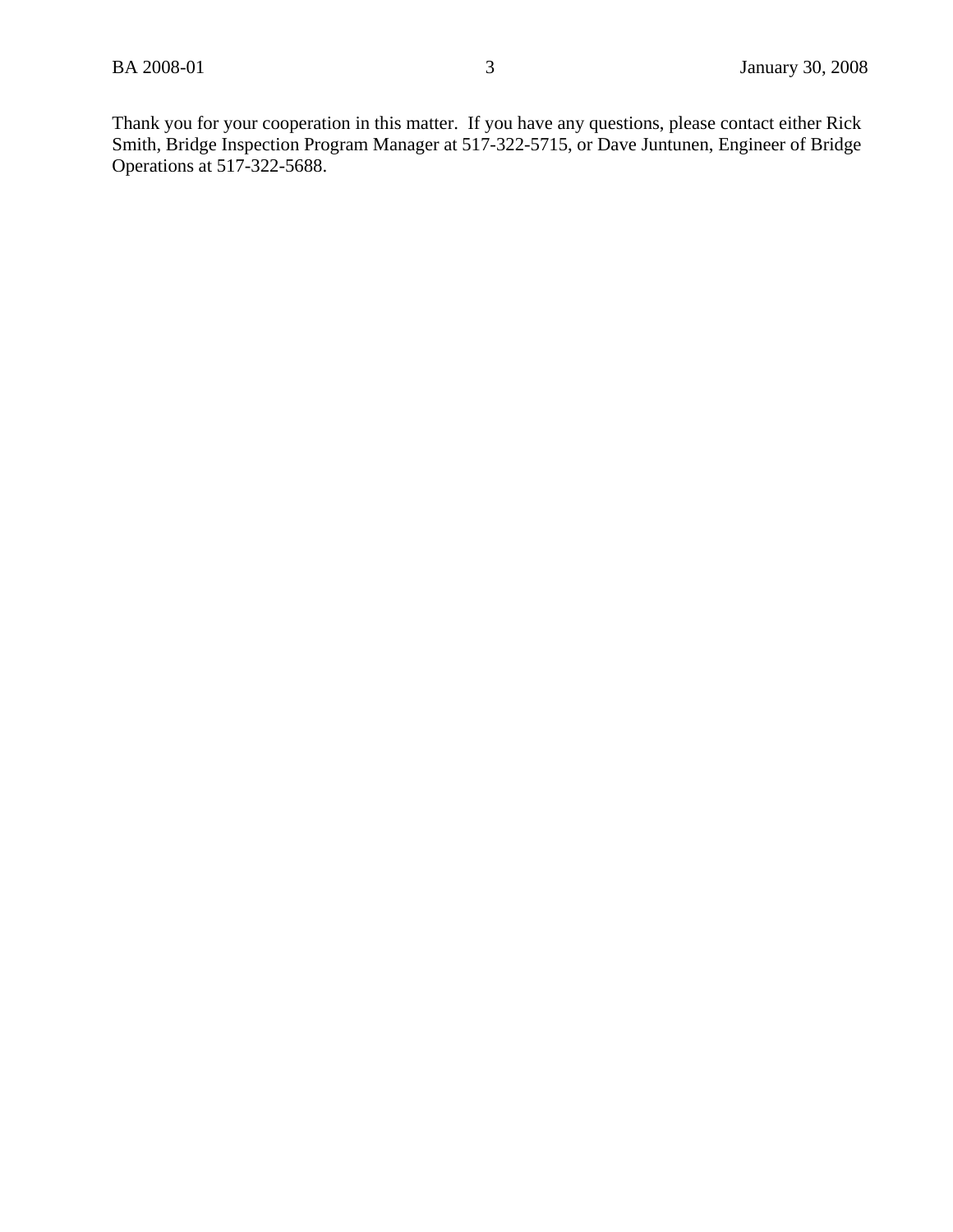Thank you for your cooperation in this matter. If you have any questions, please contact either Rick Smith, Bridge Inspection Program Manager at 517-322-5715, or Dave Juntunen, Engineer of Bridge Operations at 517-322-5688.